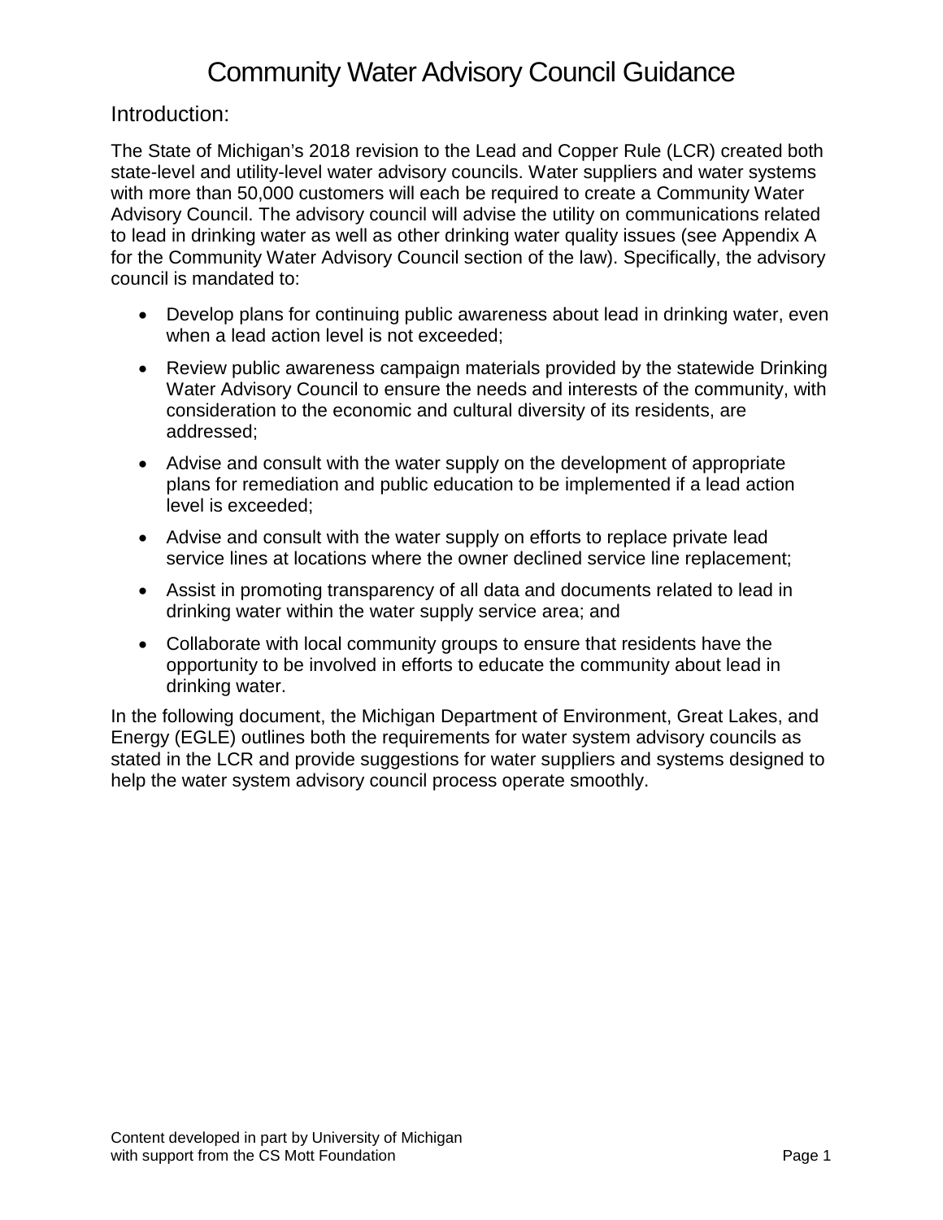# Community Water Advisory Council Guidance

## Introduction:

The State of Michigan's 2018 revision to the Lead and Copper Rule (LCR) created both state-level and utility-level water advisory councils. Water suppliers and water systems with more than 50,000 customers will each be required to create a Community Water Advisory Council. The advisory council will advise the utility on communications related to lead in drinking water as well as other drinking water quality issues (see Appendix A for the Community Water Advisory Council section of the law). Specifically, the advisory council is mandated to:

- Develop plans for continuing public awareness about lead in drinking water, even when a lead action level is not exceeded;
- Review public awareness campaign materials provided by the statewide Drinking Water Advisory Council to ensure the needs and interests of the community, with consideration to the economic and cultural diversity of its residents, are addressed;
- Advise and consult with the water supply on the development of appropriate plans for remediation and public education to be implemented if a lead action level is exceeded;
- Advise and consult with the water supply on efforts to replace private lead service lines at locations where the owner declined service line replacement;
- Assist in promoting transparency of all data and documents related to lead in drinking water within the water supply service area; and
- Collaborate with local community groups to ensure that residents have the opportunity to be involved in efforts to educate the community about lead in drinking water.

In the following document, the Michigan Department of Environment, Great Lakes, and Energy (EGLE) outlines both the requirements for water system advisory councils as stated in the LCR and provide suggestions for water suppliers and systems designed to help the water system advisory council process operate smoothly.

Content developed in part by University of Michigan with support from the CS Mott Foundation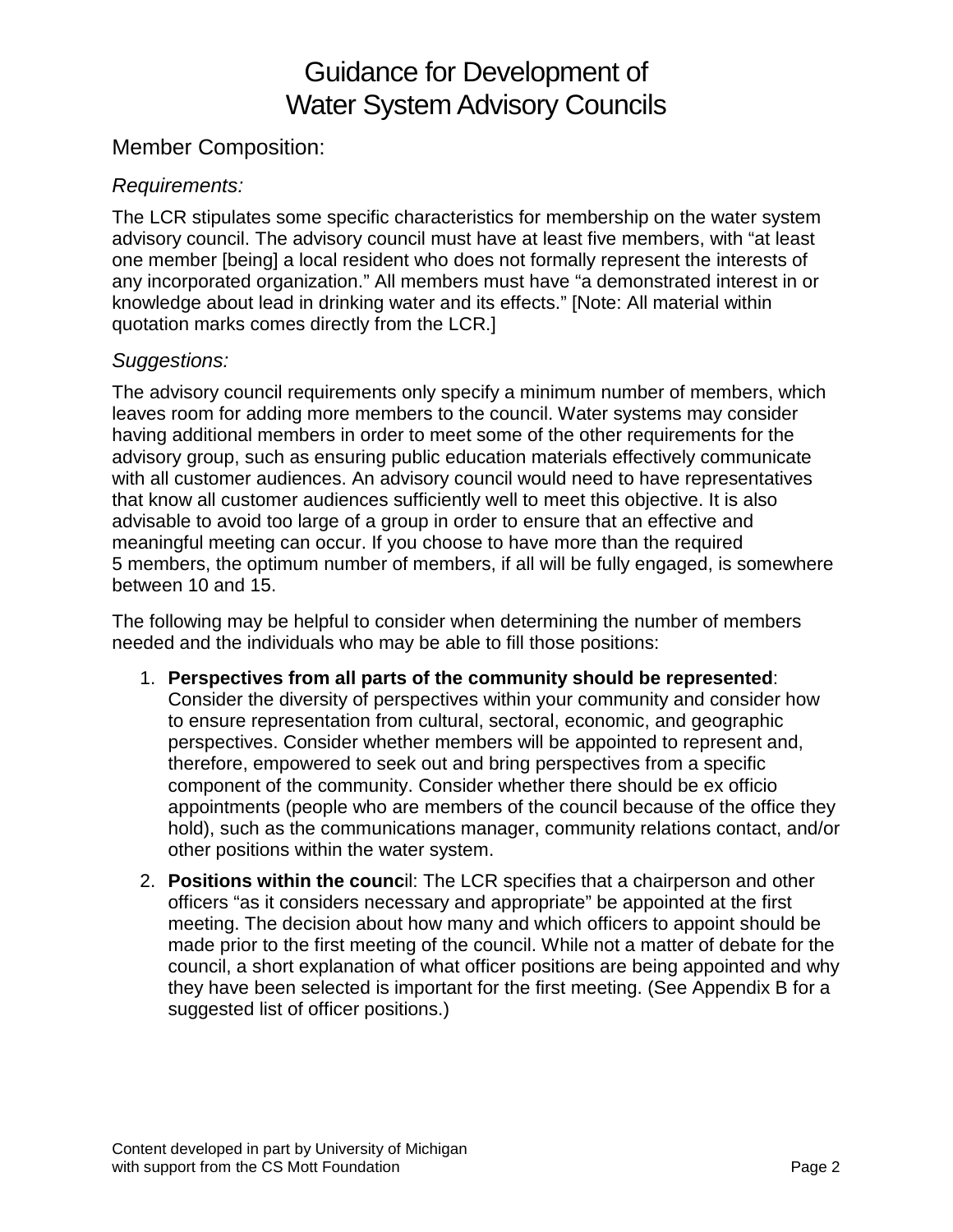# Guidance for Development of Water System Advisory Councils

## Member Composition:

### *Requirements:*

The LCR stipulates some specific characteristics for membership on the water system advisory council. The advisory council must have at least five members, with "at least one member [being] a local resident who does not formally represent the interests of any incorporated organization." All members must have "a demonstrated interest in or knowledge about lead in drinking water and its effects." [Note: All material within quotation marks comes directly from the LCR.]

### *Suggestions:*

The advisory council requirements only specify a minimum number of members, which leaves room for adding more members to the council. Water systems may consider having additional members in order to meet some of the other requirements for the advisory group, such as ensuring public education materials effectively communicate with all customer audiences. An advisory council would need to have representatives that know all customer audiences sufficiently well to meet this objective. It is also advisable to avoid too large of a group in order to ensure that an effective and meaningful meeting can occur. If you choose to have more than the required 5 members, the optimum number of members, if all will be fully engaged, is somewhere between 10 and 15.

The following may be helpful to consider when determining the number of members needed and the individuals who may be able to fill those positions:

1. **Perspectives from all parts of the community should be represented**: Consider the diversity of perspectives within your community and consider how to ensure representation from cultural, sectoral, economic, and geographic perspectives. Consider whether members will be appointed to represent and, therefore, empowered to seek out and bring perspectives from a specific component of the community. Consider whether there should be ex officio appointments (people who are members of the council because of the office they hold), such as the communications manager, community relations contact, and/or other positions within the water system.
2. **Positions within the council**: The LCR specifies that a chairperson and other officers "as it considers necessary and appropriate" be appointed at the first meeting. The decision about how many and which officers to appoint should be made prior to the first meeting of the council. While not a matter of debate for the council, a short explanation of what officer positions are being appointed and why they have been selected is important for the first meeting. (See Appendix B for a suggested list of officer positions.)

Content developed in part by University of Michigan with support from the CS Mott Foundation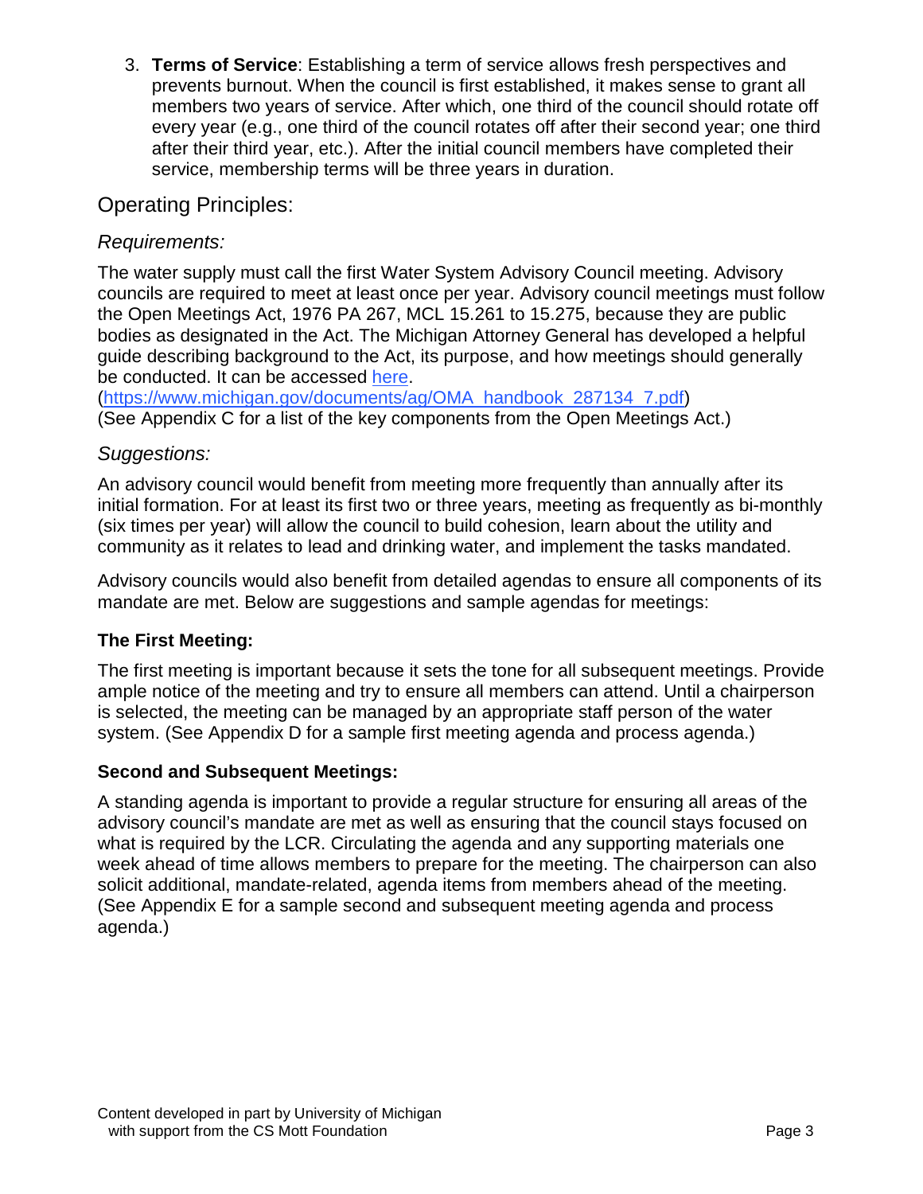3. **Terms of Service**: Establishing a term of service allows fresh perspectives and prevents burnout. When the council is first established, it makes sense to grant all members two years of service. After which, one third of the council should rotate off every year (e.g., one third of the council rotates off after their second year; one third after their third year, etc.). After the initial council members have completed their service, membership terms will be three years in duration.

## Operating Principles:

### *Requirements:*

The water supply must call the first Water System Advisory Council meeting. Advisory councils are required to meet at least once per year. Advisory council meetings must follow the Open Meetings Act, 1976 PA 267, MCL 15.261 to 15.275, because they are public bodies as designated in the Act. The Michigan Attorney General has developed a helpful guide describing background to the Act, its purpose, and how meetings should generally be conducted. It can be accessed [here](https://www.michigan.gov/documents/ag/OMA_handbook_287134_7.pdf). (https://www.michigan.gov/documents/ag/OMA_handbook_287134_7.pdf) (See Appendix C for a list of the key components from the Open Meetings Act.)

### *Suggestions:*

An advisory council would benefit from meeting more frequently than annually after its initial formation. For at least its first two or three years, meeting as frequently as bi-monthly (six times per year) will allow the council to build cohesion, learn about the utility and community as it relates to lead and drinking water, and implement the tasks mandated.

Advisory councils would also benefit from detailed agendas to ensure all components of its mandate are met. Below are suggestions and sample agendas for meetings:

**The First Meeting:**

The first meeting is important because it sets the tone for all subsequent meetings. Provide ample notice of the meeting and try to ensure all members can attend. Until a chairperson is selected, the meeting can be managed by an appropriate staff person of the water system. (See Appendix D for a sample first meeting agenda and process agenda.)

**Second and Subsequent Meetings:**

A standing agenda is important to provide a regular structure for ensuring all areas of the advisory council's mandate are met as well as ensuring that the council stays focused on what is required by the LCR. Circulating the agenda and any supporting materials one week ahead of time allows members to prepare for the meeting. The chairperson can also solicit additional, mandate-related, agenda items from members ahead of the meeting. (See Appendix E for a sample second and subsequent meeting agenda and process agenda.)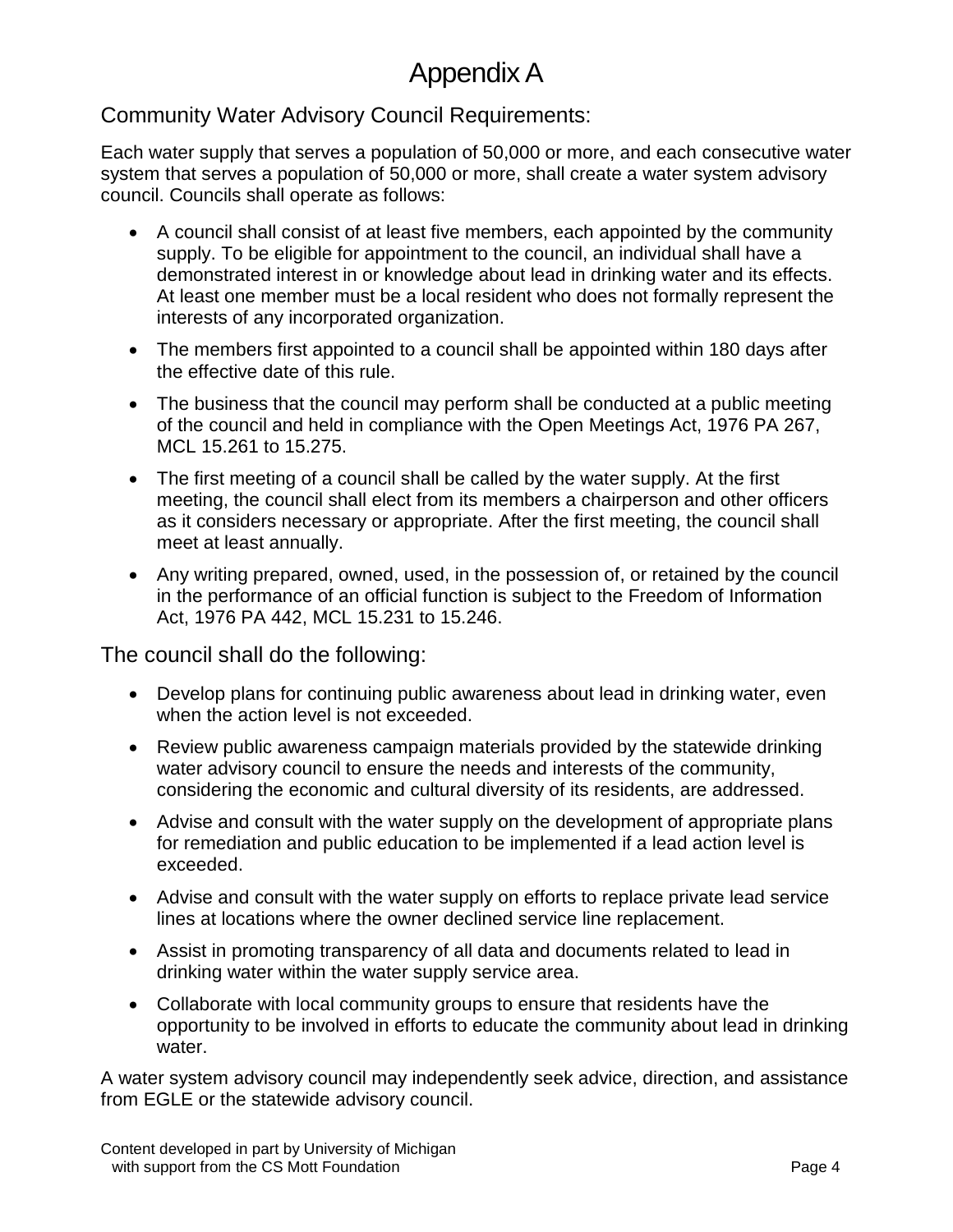# Appendix A

## Community Water Advisory Council Requirements:

Each water supply that serves a population of 50,000 or more, and each consecutive water system that serves a population of 50,000 or more, shall create a water system advisory council. Councils shall operate as follows:

- A council shall consist of at least five members, each appointed by the community supply. To be eligible for appointment to the council, an individual shall have a demonstrated interest in or knowledge about lead in drinking water and its effects. At least one member must be a local resident who does not formally represent the interests of any incorporated organization.
- The members first appointed to a council shall be appointed within 180 days after the effective date of this rule.
- The business that the council may perform shall be conducted at a public meeting of the council and held in compliance with the Open Meetings Act, 1976 PA 267, MCL 15.261 to 15.275.
- The first meeting of a council shall be called by the water supply. At the first meeting, the council shall elect from its members a chairperson and other officers as it considers necessary or appropriate. After the first meeting, the council shall meet at least annually.
- Any writing prepared, owned, used, in the possession of, or retained by the council in the performance of an official function is subject to the Freedom of Information Act, 1976 PA 442, MCL 15.231 to 15.246.

## The council shall do the following:

- Develop plans for continuing public awareness about lead in drinking water, even when the action level is not exceeded.
- Review public awareness campaign materials provided by the statewide drinking water advisory council to ensure the needs and interests of the community, considering the economic and cultural diversity of its residents, are addressed.
- Advise and consult with the water supply on the development of appropriate plans for remediation and public education to be implemented if a lead action level is exceeded.
- Advise and consult with the water supply on efforts to replace private lead service lines at locations where the owner declined service line replacement.
- Assist in promoting transparency of all data and documents related to lead in drinking water within the water supply service area.
- Collaborate with local community groups to ensure that residents have the opportunity to be involved in efforts to educate the community about lead in drinking water.

A water system advisory council may independently seek advice, direction, and assistance from EGLE or the statewide advisory council.

Content developed in part by University of Michigan with support from the CS Mott Foundation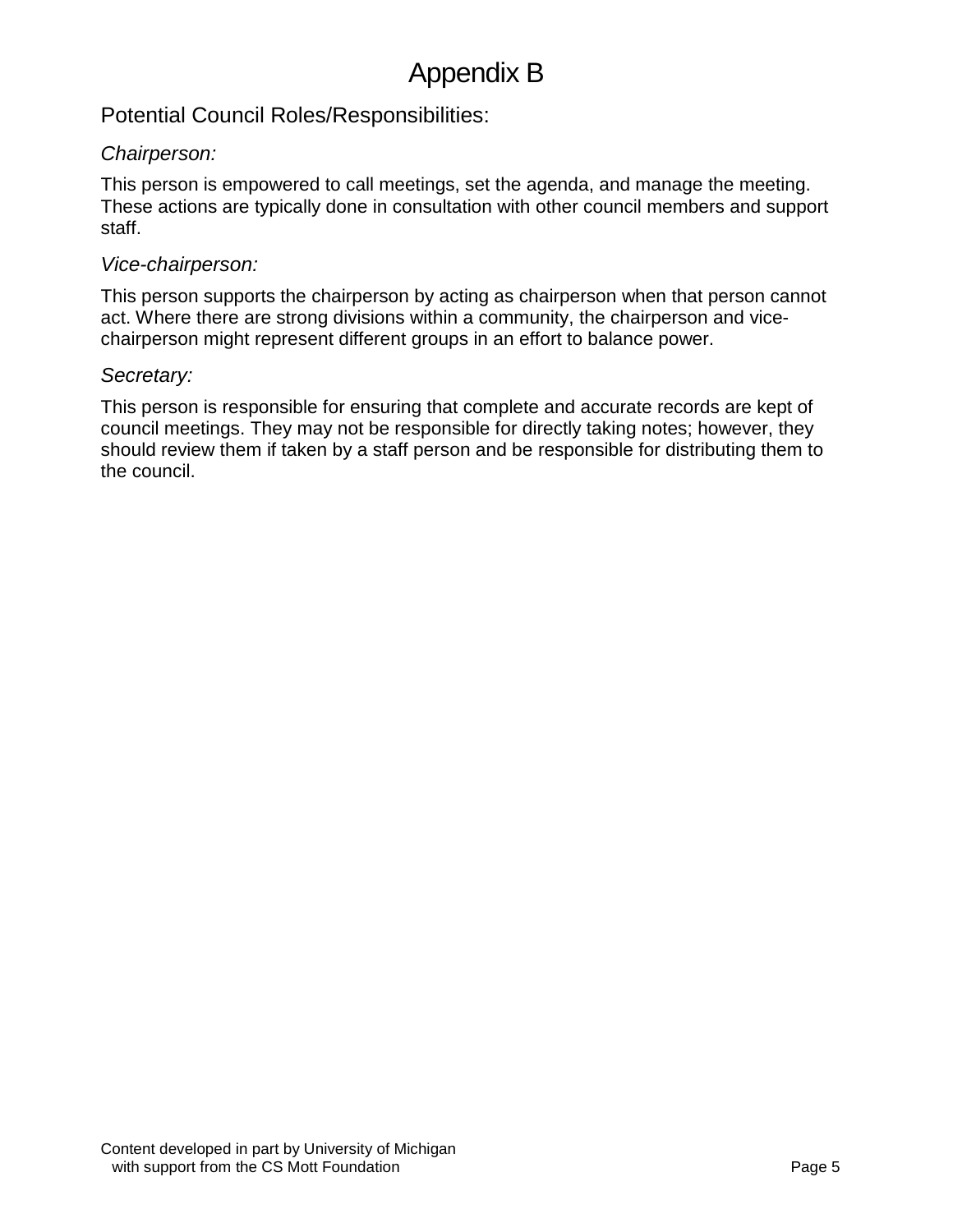# Appendix B

## Potential Council Roles/Responsibilities:

### *Chairperson:*

This person is empowered to call meetings, set the agenda, and manage the meeting. These actions are typically done in consultation with other council members and support staff.

### *Vice-chairperson:*

This person supports the chairperson by acting as chairperson when that person cannot act. Where there are strong divisions within a community, the chairperson and vice-chairperson might represent different groups in an effort to balance power.

### *Secretary:*

This person is responsible for ensuring that complete and accurate records are kept of council meetings. They may not be responsible for directly taking notes; however, they should review them if taken by a staff person and be responsible for distributing them to the council.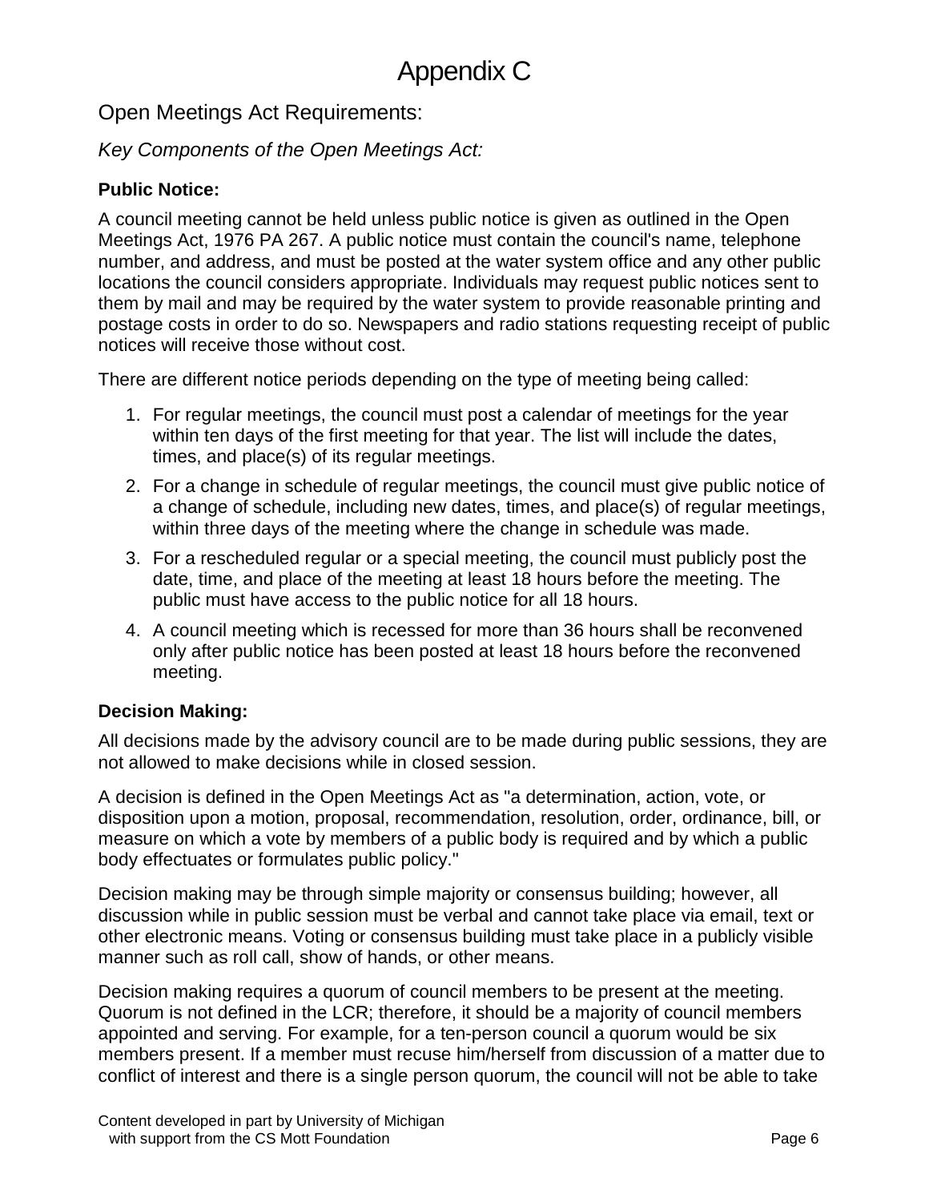# Appendix C

## Open Meetings Act Requirements:

### *Key Components of the Open Meetings Act:*

**Public Notice:**

A council meeting cannot be held unless public notice is given as outlined in the Open Meetings Act, 1976 PA 267. A public notice must contain the council's name, telephone number, and address, and must be posted at the water system office and any other public locations the council considers appropriate. Individuals may request public notices sent to them by mail and may be required by the water system to provide reasonable printing and postage costs in order to do so. Newspapers and radio stations requesting receipt of public notices will receive those without cost.

There are different notice periods depending on the type of meeting being called:

1. For regular meetings, the council must post a calendar of meetings for the year within ten days of the first meeting for that year. The list will include the dates, times, and place(s) of its regular meetings.
2. For a change in schedule of regular meetings, the council must give public notice of a change of schedule, including new dates, times, and place(s) of regular meetings, within three days of the meeting where the change in schedule was made.
3. For a rescheduled regular or a special meeting, the council must publicly post the date, time, and place of the meeting at least 18 hours before the meeting. The public must have access to the public notice for all 18 hours.
4. A council meeting which is recessed for more than 36 hours shall be reconvened only after public notice has been posted at least 18 hours before the reconvened meeting.

**Decision Making:**

All decisions made by the advisory council are to be made during public sessions, they are not allowed to make decisions while in closed session.

A decision is defined in the Open Meetings Act as "a determination, action, vote, or disposition upon a motion, proposal, recommendation, resolution, order, ordinance, bill, or measure on which a vote by members of a public body is required and by which a public body effectuates or formulates public policy."

Decision making may be through simple majority or consensus building; however, all discussion while in public session must be verbal and cannot take place via email, text or other electronic means. Voting or consensus building must take place in a publicly visible manner such as roll call, show of hands, or other means.

Decision making requires a quorum of council members to be present at the meeting. Quorum is not defined in the LCR; therefore, it should be a majority of council members appointed and serving. For example, for a ten-person council a quorum would be six members present. If a member must recuse him/herself from discussion of a matter due to conflict of interest and there is a single person quorum, the council will not be able to take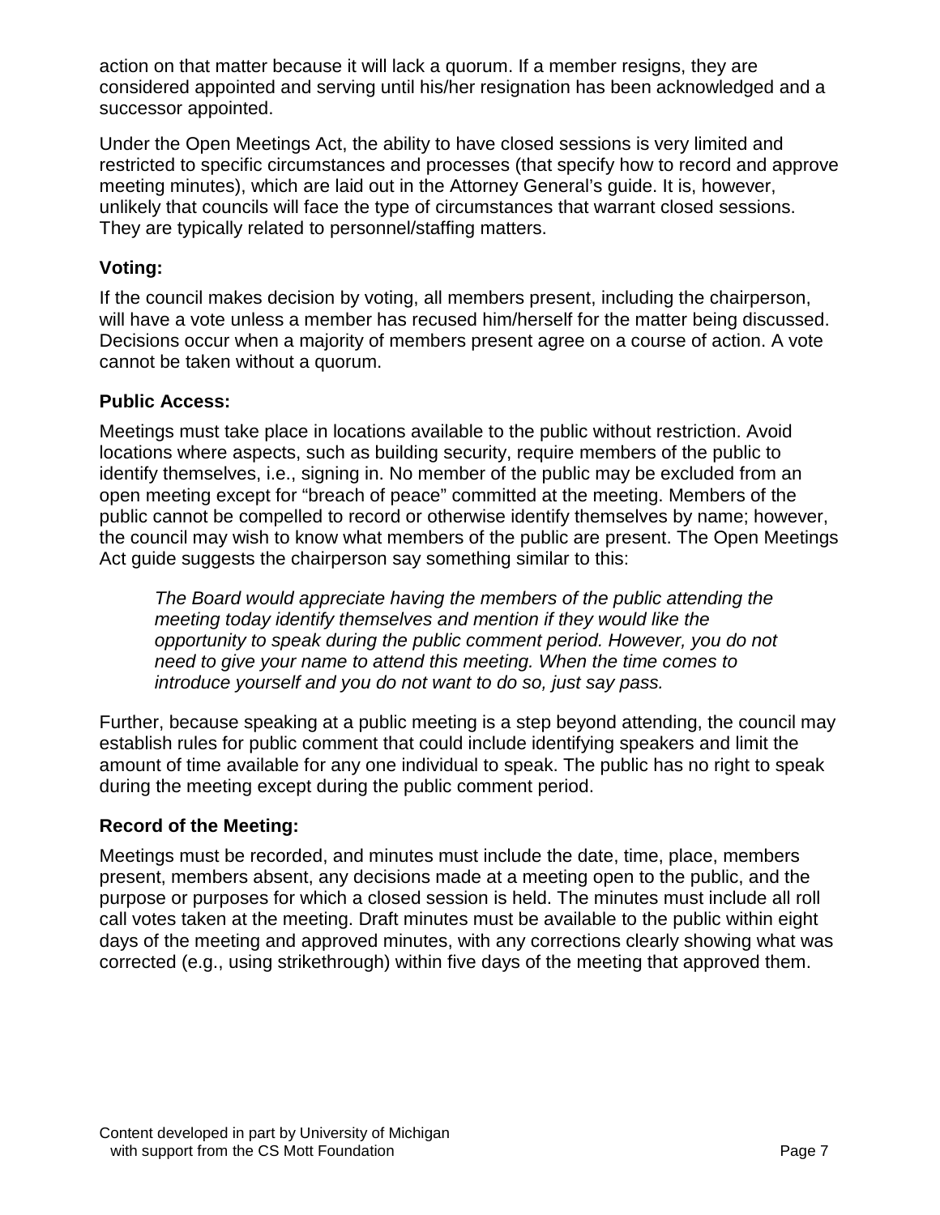action on that matter because it will lack a quorum. If a member resigns, they are considered appointed and serving until his/her resignation has been acknowledged and a successor appointed.

Under the Open Meetings Act, the ability to have closed sessions is very limited and restricted to specific circumstances and processes (that specify how to record and approve meeting minutes), which are laid out in the Attorney General's guide. It is, however, unlikely that councils will face the type of circumstances that warrant closed sessions. They are typically related to personnel/staffing matters.

### Voting:

If the council makes decision by voting, all members present, including the chairperson, will have a vote unless a member has recused him/herself for the matter being discussed. Decisions occur when a majority of members present agree on a course of action. A vote cannot be taken without a quorum.

### Public Access:

Meetings must take place in locations available to the public without restriction. Avoid locations where aspects, such as building security, require members of the public to identify themselves, i.e., signing in. No member of the public may be excluded from an open meeting except for "breach of peace" committed at the meeting. Members of the public cannot be compelled to record or otherwise identify themselves by name; however, the council may wish to know what members of the public are present. The Open Meetings Act guide suggests the chairperson say something similar to this:

> *The Board would appreciate having the members of the public attending the meeting today identify themselves and mention if they would like the opportunity to speak during the public comment period. However, you do not need to give your name to attend this meeting. When the time comes to introduce yourself and you do not want to do so, just say pass.*

Further, because speaking at a public meeting is a step beyond attending, the council may establish rules for public comment that could include identifying speakers and limit the amount of time available for any one individual to speak. The public has no right to speak during the meeting except during the public comment period.

### Record of the Meeting:

Meetings must be recorded, and minutes must include the date, time, place, members present, members absent, any decisions made at a meeting open to the public, and the purpose or purposes for which a closed session is held. The minutes must include all roll call votes taken at the meeting. Draft minutes must be available to the public within eight days of the meeting and approved minutes, with any corrections clearly showing what was corrected (e.g., using strikethrough) within five days of the meeting that approved them.

Content developed in part by University of Michigan
with support from the CS Mott Foundation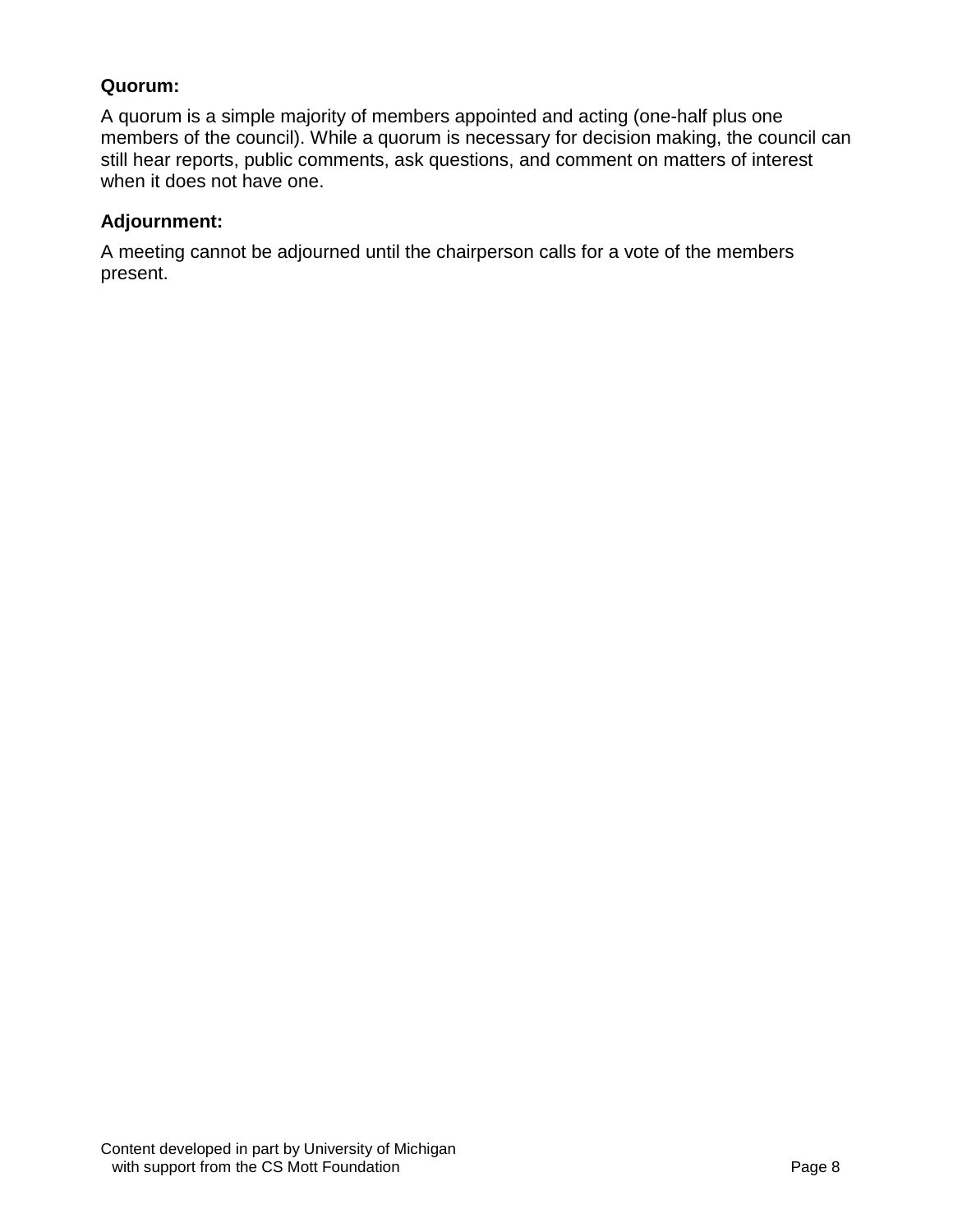**Quorum:**

A quorum is a simple majority of members appointed and acting (one-half plus one members of the council). While a quorum is necessary for decision making, the council can still hear reports, public comments, ask questions, and comment on matters of interest when it does not have one.

**Adjournment:**

A meeting cannot be adjourned until the chairperson calls for a vote of the members present.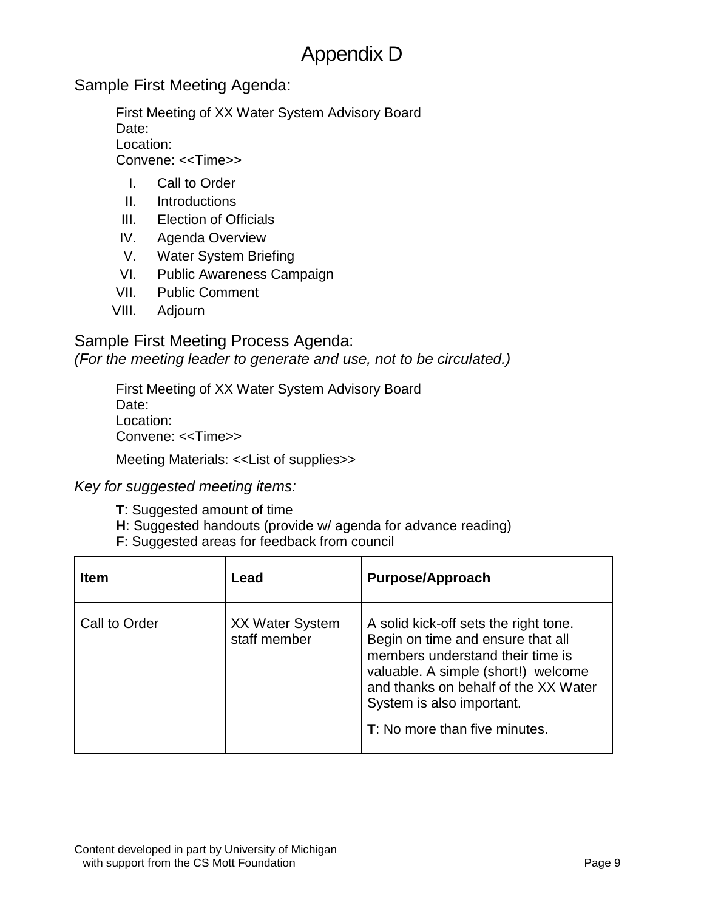# Appendix D

## Sample First Meeting Agenda:

First Meeting of XX Water System Advisory Board
Date:
Location:
Convene: <<Time>>

I. Call to Order
II. Introductions
III. Election of Officials
IV. Agenda Overview
V. Water System Briefing
VI. Public Awareness Campaign
VII. Public Comment
VIII. Adjourn

## Sample First Meeting Process Agenda:

*(For the meeting leader to generate and use, not to be circulated.)*

First Meeting of XX Water System Advisory Board
Date:
Location:
Convene: <<Time>>

Meeting Materials: <<List of supplies>>

*Key for suggested meeting items:*

**T**: Suggested amount of time
**H**: Suggested handouts (provide w/ agenda for advance reading)
**F**: Suggested areas for feedback from council

| Item | Lead | Purpose/Approach |
|---|---|---|
| Call to Order | XX Water System staff member | A solid kick-off sets the right tone. Begin on time and ensure that all members understand their time is valuable. A simple (short!) welcome and thanks on behalf of the XX Water System is also important.<br><br>**T**: No more than five minutes. |

Content developed in part by University of Michigan with support from the CS Mott Foundation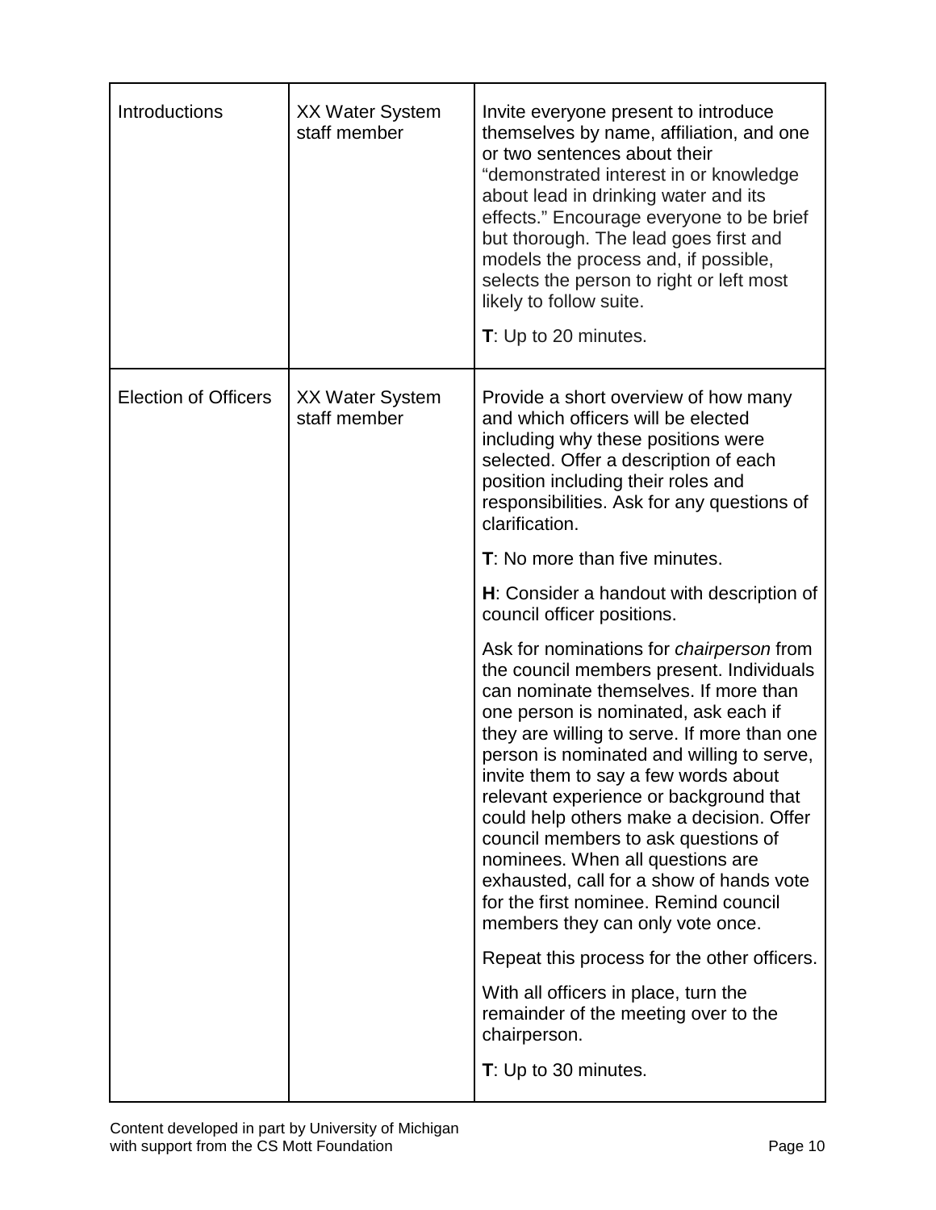| | | |
|---|---|---|
| Introductions | XX Water System staff member | Invite everyone present to introduce themselves by name, affiliation, and one or two sentences about their "demonstrated interest in or knowledge about lead in drinking water and its effects." Encourage everyone to be brief but thorough. The lead goes first and models the process and, if possible, selects the person to right or left most likely to follow suite.<br><br>**T**: Up to 20 minutes. |
| Election of Officers | XX Water System staff member | Provide a short overview of how many and which officers will be elected including why these positions were selected. Offer a description of each position including their roles and responsibilities. Ask for any questions of clarification.<br><br>**T**: No more than five minutes.<br><br>**H**: Consider a handout with description of council officer positions.<br><br>Ask for nominations for *chairperson* from the council members present. Individuals can nominate themselves. If more than one person is nominated, ask each if they are willing to serve. If more than one person is nominated and willing to serve, invite them to say a few words about relevant experience or background that could help others make a decision. Offer council members to ask questions of nominees. When all questions are exhausted, call for a show of hands vote for the first nominee. Remind council members they can only vote once.<br><br>Repeat this process for the other officers.<br><br>With all officers in place, turn the remainder of the meeting over to the chairperson.<br><br>**T**: Up to 30 minutes. |

Content developed in part by University of Michigan with support from the CS Mott Foundation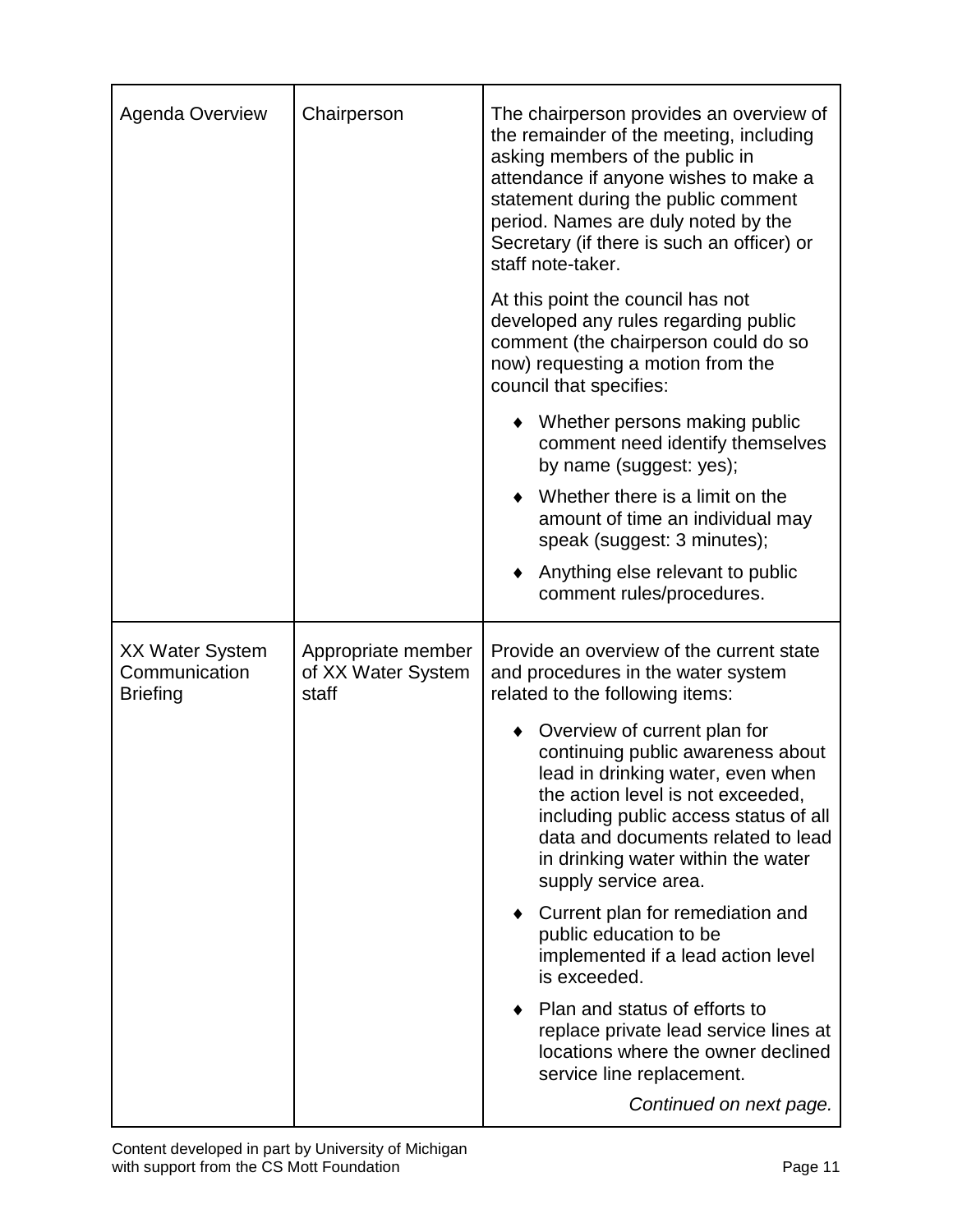| | | |
|---|---|---|
| Agenda Overview | Chairperson | The chairperson provides an overview of the remainder of the meeting, including asking members of the public in attendance if anyone wishes to make a statement during the public comment period. Names are duly noted by the Secretary (if there is such an officer) or staff note-taker.<br><br>At this point the council has not developed any rules regarding public comment (the chairperson could do so now) requesting a motion from the council that specifies:<br><br>♦ Whether persons making public comment need identify themselves by name (suggest: yes);<br>♦ Whether there is a limit on the amount of time an individual may speak (suggest: 3 minutes);<br>♦ Anything else relevant to public comment rules/procedures. |
| XX Water System Communication Briefing | Appropriate member of XX Water System staff | Provide an overview of the current state and procedures in the water system related to the following items:<br><br>♦ Overview of current plan for continuing public awareness about lead in drinking water, even when the action level is not exceeded, including public access status of all data and documents related to lead in drinking water within the water supply service area.<br>♦ Current plan for remediation and public education to be implemented if a lead action level is exceeded.<br>♦ Plan and status of efforts to replace private lead service lines at locations where the owner declined service line replacement.<br><br>*Continued on next page.* |

Content developed in part by University of Michigan with support from the CS Mott Foundation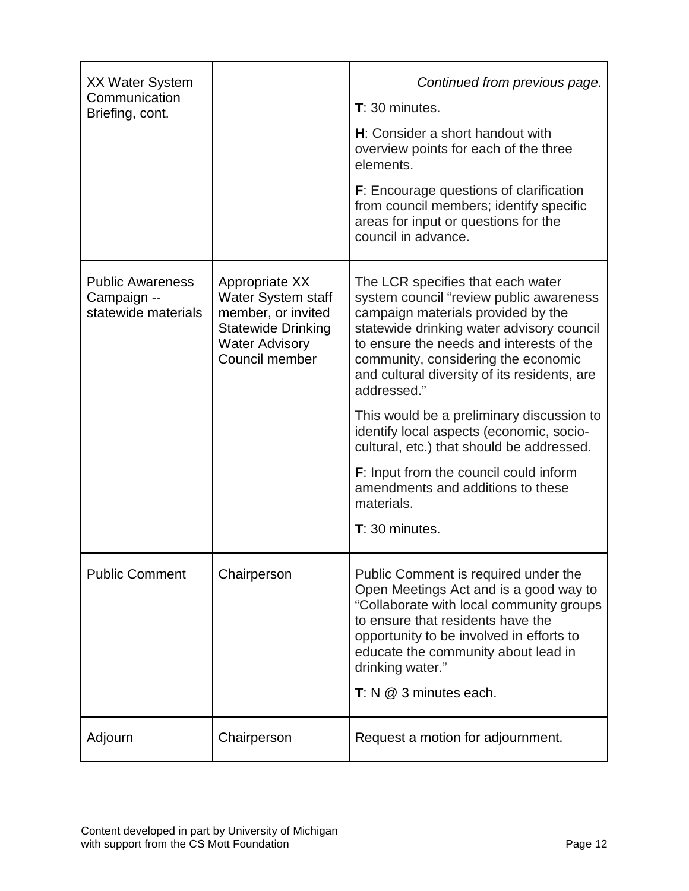| | | |
|---|---|---|
| XX Water System Communication Briefing, cont. | | *Continued from previous page.*<br><br>**T**: 30 minutes.<br><br>**H**: Consider a short handout with overview points for each of the three elements.<br><br>**F**: Encourage questions of clarification from council members; identify specific areas for input or questions for the council in advance. |
| Public Awareness Campaign -- statewide materials | Appropriate XX Water System staff member, or invited Statewide Drinking Water Advisory Council member | The LCR specifies that each water system council "review public awareness campaign materials provided by the statewide drinking water advisory council to ensure the needs and interests of the community, considering the economic and cultural diversity of its residents, are addressed."<br><br>This would be a preliminary discussion to identify local aspects (economic, socio-cultural, etc.) that should be addressed.<br><br>**F**: Input from the council could inform amendments and additions to these materials.<br><br>**T**: 30 minutes. |
| Public Comment | Chairperson | Public Comment is required under the Open Meetings Act and is a good way to "Collaborate with local community groups to ensure that residents have the opportunity to be involved in efforts to educate the community about lead in drinking water."<br><br>**T**: N @ 3 minutes each. |
| Adjourn | Chairperson | Request a motion for adjournment. |

Content developed in part by University of Michigan with support from the CS Mott Foundation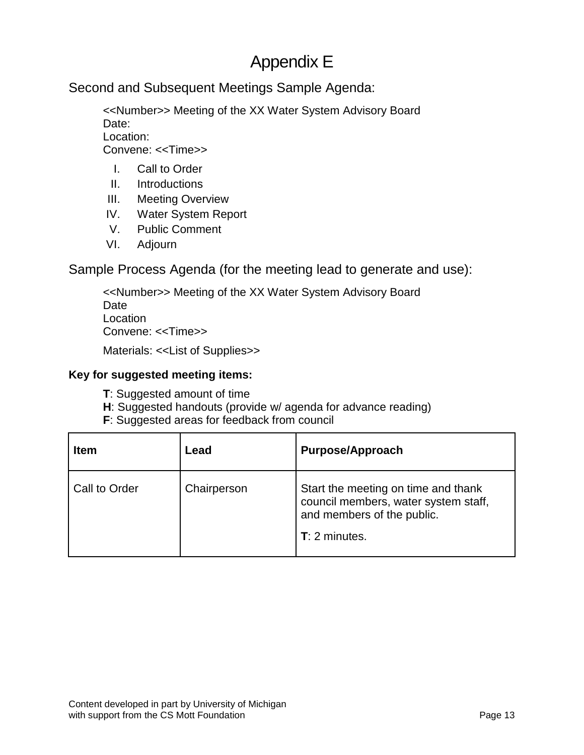# Appendix E

## Second and Subsequent Meetings Sample Agenda:

<<Number>> Meeting of the XX Water System Advisory Board
Date:
Location:
Convene: <<Time>>

I. Call to Order
II. Introductions
III. Meeting Overview
IV. Water System Report
V. Public Comment
VI. Adjourn

## Sample Process Agenda (for the meeting lead to generate and use):

<<Number>> Meeting of the XX Water System Advisory Board
Date
Location
Convene: <<Time>>

Materials: <<List of Supplies>>

**Key for suggested meeting items:**

**T**: Suggested amount of time
**H**: Suggested handouts (provide w/ agenda for advance reading)
**F**: Suggested areas for feedback from council

| **Item** | **Lead** | **Purpose/Approach** |
|---|---|---|
| Call to Order | Chairperson | Start the meeting on time and thank council members, water system staff, and members of the public.<br><br>**T**: 2 minutes. |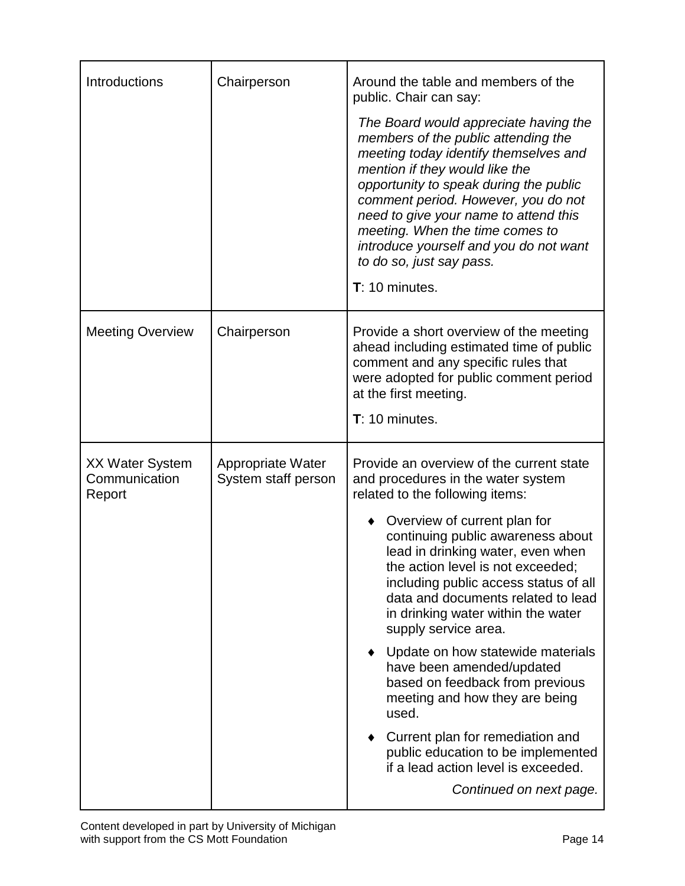| | | |
|---|---|---|
| Introductions | Chairperson | Around the table and members of the public. Chair can say:<br><br>*The Board would appreciate having the members of the public attending the meeting today identify themselves and mention if they would like the opportunity to speak during the public comment period. However, you do not need to give your name to attend this meeting. When the time comes to introduce yourself and you do not want to do so, just say pass.*<br><br>**T**: 10 minutes. |
| Meeting Overview | Chairperson | Provide a short overview of the meeting ahead including estimated time of public comment and any specific rules that were adopted for public comment period at the first meeting.<br><br>**T**: 10 minutes. |
| XX Water System Communication Report | Appropriate Water System staff person | Provide an overview of the current state and procedures in the water system related to the following items:<br><br>♦ Overview of current plan for continuing public awareness about lead in drinking water, even when the action level is not exceeded; including public access status of all data and documents related to lead in drinking water within the water supply service area.<br><br>♦ Update on how statewide materials have been amended/updated based on feedback from previous meeting and how they are being used.<br><br>♦ Current plan for remediation and public education to be implemented if a lead action level is exceeded.<br><br>*Continued on next page.* |

Content developed in part by University of Michigan with support from the CS Mott Foundation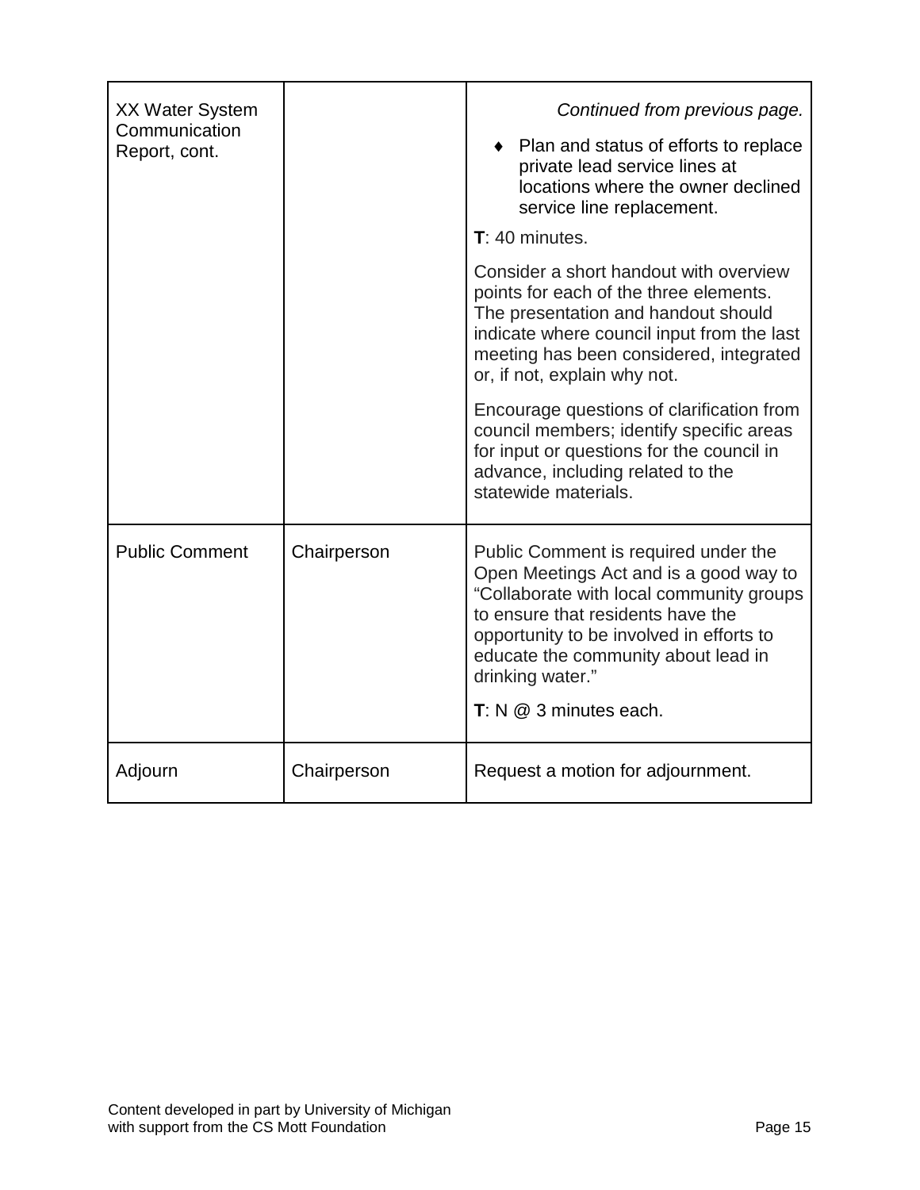| | | |
|---|---|---|
| XX Water System Communication Report, cont. | | *Continued from previous page.*<br>♦ Plan and status of efforts to replace private lead service lines at locations where the owner declined service line replacement.<br>**T**: 40 minutes.<br>Consider a short handout with overview points for each of the three elements. The presentation and handout should indicate where council input from the last meeting has been considered, integrated or, if not, explain why not.<br>Encourage questions of clarification from council members; identify specific areas for input or questions for the council in advance, including related to the statewide materials. |
| Public Comment | Chairperson | Public Comment is required under the Open Meetings Act and is a good way to "Collaborate with local community groups to ensure that residents have the opportunity to be involved in efforts to educate the community about lead in drinking water."<br>**T**: N @ 3 minutes each. |
| Adjourn | Chairperson | Request a motion for adjournment. |

Content developed in part by University of Michigan with support from the CS Mott Foundation